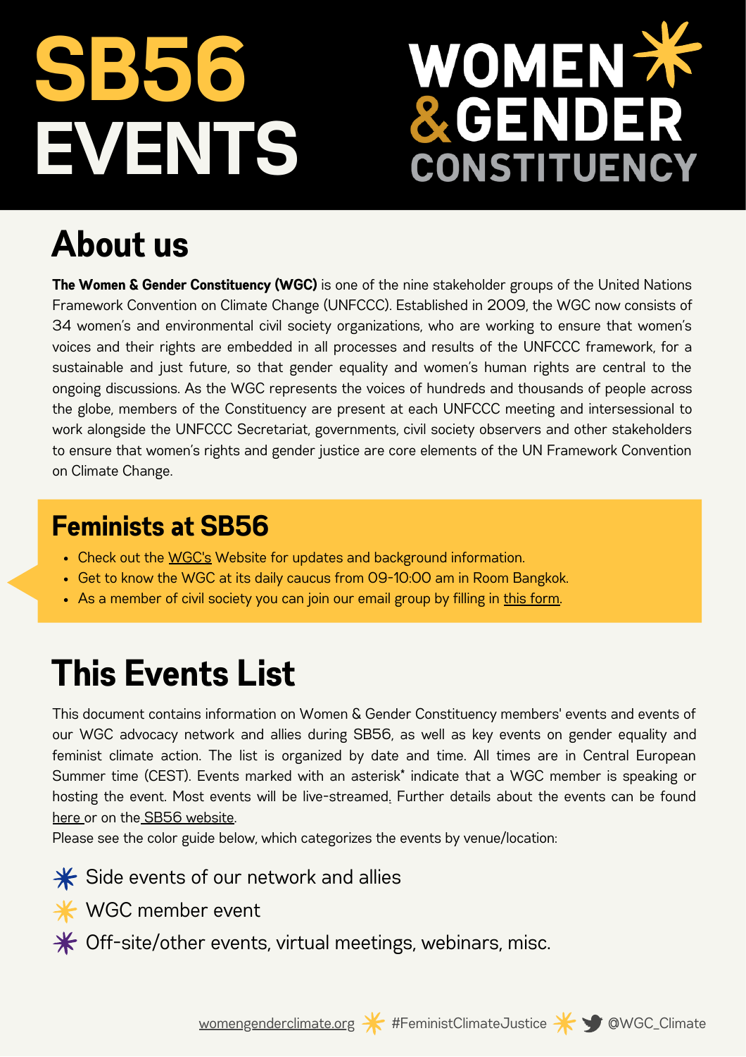# SB56 EVENTS

# WOMEN & GENDER CONSTITUENCY

## About us

**The Women & Gender Constituency (WGC)** is one of the nine stakeholder groups of the United Nations Framework Convention on Climate Change (UNFCCC). Established in 2009, the WGC now consists of 34 women's and environmental civil society organizations, who are working to ensure that women's voices and their rights are embedded in all processes and results of the UNFCCC framework, for a sustainable and just future, so that gender equality and women's human rights are central to the ongoing discussions. As the WGC represents the voices of hundreds and thousands of people across the globe, members of the Constituency are present at each UNFCCC meeting and intersessional to work alongside the UNFCCC Secretariat, governments, civil society observers and other stakeholders to ensure that women's rights and gender justice are core elements of the UN Framework Convention on Climate Change.

### Feminists at SB56

- Check out the WGC's Website for updates and background information.
- Get to know the WGC at its daily caucus from 09-10:00 am in Room Bangkok.
- As a member of civil society you can join our email group by filling in this form.

## This Events List

This document contains information on Women & Gender Constituency members' events and events of our WGC advocacy network and allies during SB56, as well as key events on gender equality and feminist climate action. The list is organized by date and time. All times are in Central European Summer time (CEST). Events marked with an asterisk* indicate that a WGC member is speaking or hosting the event. Most events will be live-streamed. Further details about the events can be found here or on the SB56 website.

Please see the color guide below, which categorizes the events by venue/location:

- Side events of our network and allies
- WGC member event
- Off-site/other events, virtual meetings, webinars, misc.

womengenderclimate.org #FeministClimateJustice @WGC_Climate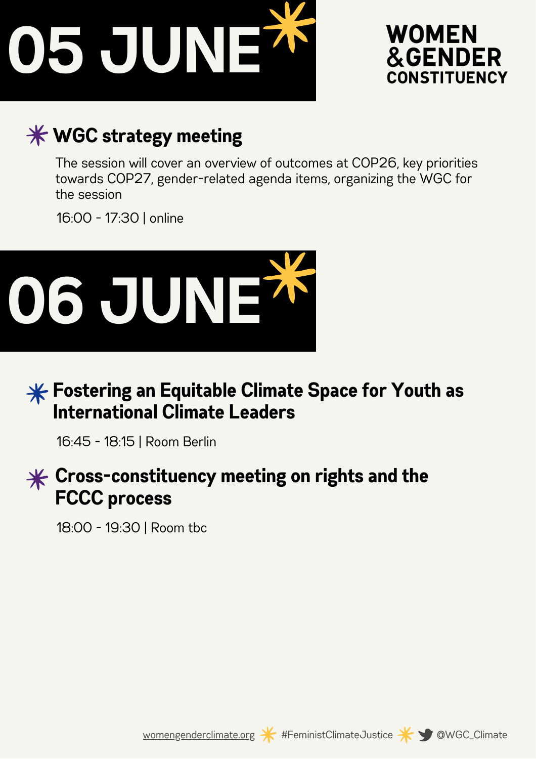# 05 JUNE

WOMEN &GENDER CONSTITUENCY

### WGC strategy meeting

The session will cover an overview of outcomes at COP26, key priorities towards COP27, gender-related agenda items, organizing the WGC for the session

16:00 - 17:30 | online

# 06 JUNE

### Fostering an Equitable Climate Space for Youth as International Climate Leaders

16:45 - 18:15 | Room Berlin

### Cross-constituency meeting on rights and the FCCC process

18:00 - 19:30 | Room tbc

womengenderclimate.org #FeministClimateJustice @WGC_Climate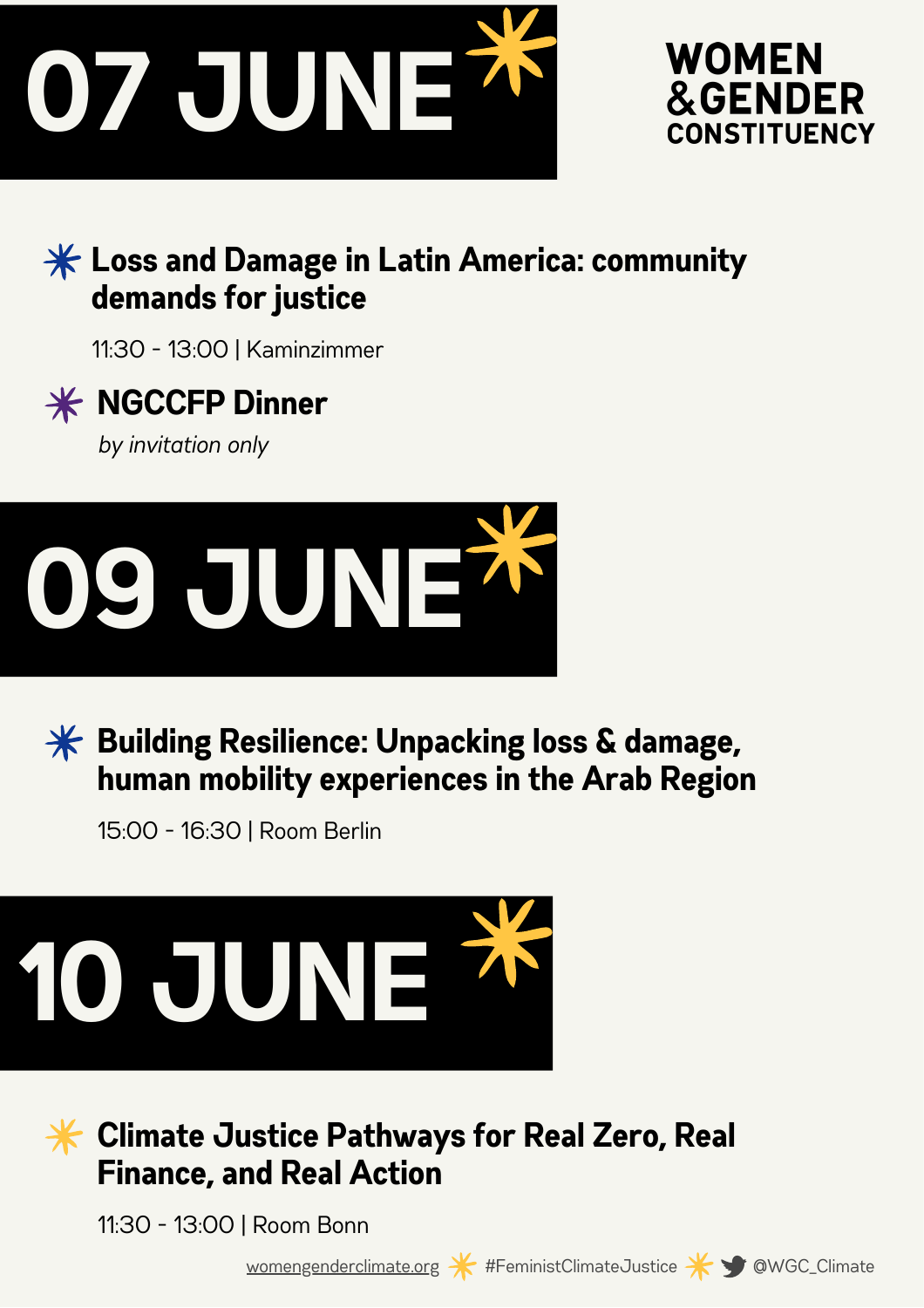# 07 JUNE

**WOMEN & GENDER CONSTITUENCY**

### Loss and Damage in Latin America: community demands for justice

11:30 - 13:00 | Kaminzimmer

### NGCCFP Dinner

*by invitation only*

# 09 JUNE

### Building Resilience: Unpacking loss & damage, human mobility experiences in the Arab Region

15:00 - 16:30 | Room Berlin

# 10 JUNE

### Climate Justice Pathways for Real Zero, Real Finance, and Real Action

11:30 - 13:00 | Room Bonn

womengenderclimate.org #FeministClimateJustice @WGC_Climate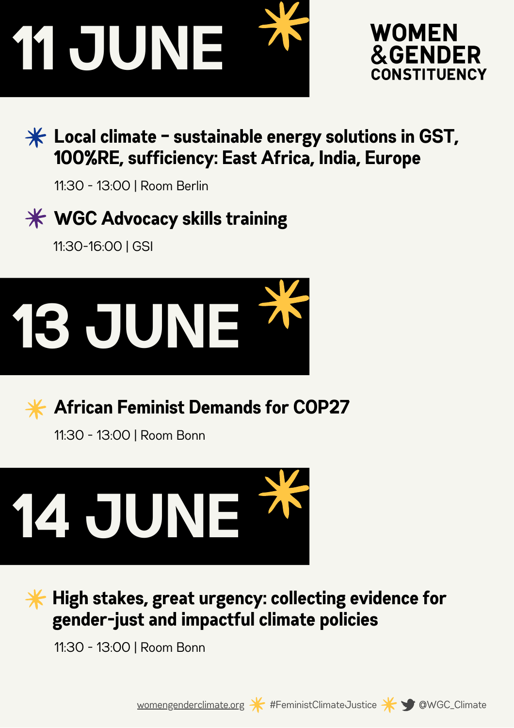# 11 JUNE

**WOMEN & GENDER CONSTITUENCY**

### Local climate – sustainable energy solutions in GST, 100%RE, sufficiency: East Africa, India, Europe

11:30 - 13:00 | Room Berlin

### WGC Advocacy skills training

11:30-16:00 | GSI

# 13 JUNE

### African Feminist Demands for COP27

11:30 - 13:00 | Room Bonn

# 14 JUNE

### High stakes, great urgency: collecting evidence for gender-just and impactful climate policies

11:30 - 13:00 | Room Bonn

womengenderclimate.org #FeministClimateJustice @WGC_Climate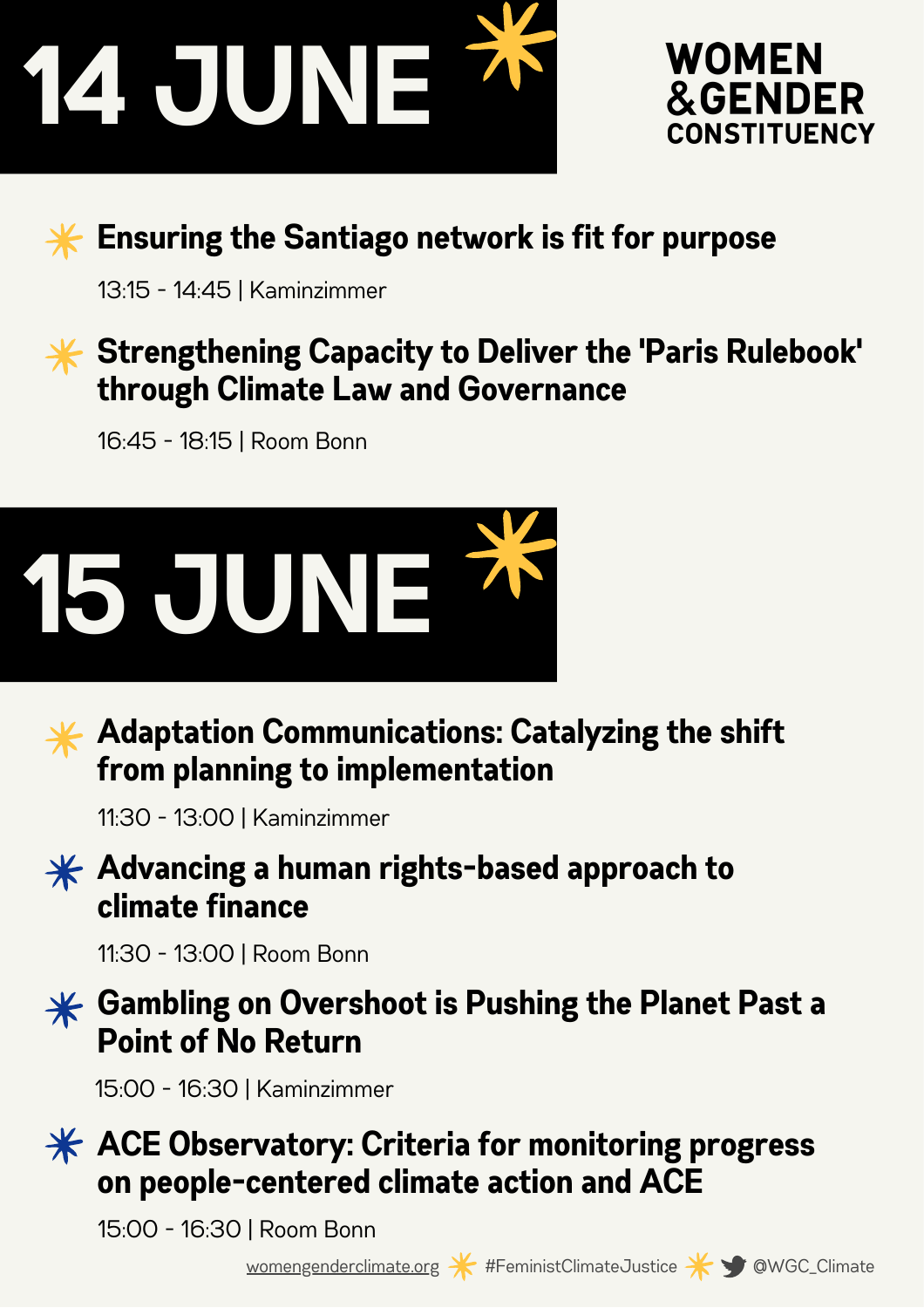# 14 JUNE

**WOMEN & GENDER CONSTITUENCY**

### Ensuring the Santiago network is fit for purpose

13:15 - 14:45 | Kaminzimmer

### Strengthening Capacity to Deliver the 'Paris Rulebook' through Climate Law and Governance

16:45 - 18:15 | Room Bonn

# 15 JUNE

### Adaptation Communications: Catalyzing the shift from planning to implementation

11:30 - 13:00 | Kaminzimmer

### Advancing a human rights-based approach to climate finance

11:30 - 13:00 | Room Bonn

### Gambling on Overshoot is Pushing the Planet Past a Point of No Return

15:00 - 16:30 | Kaminzimmer

### ACE Observatory: Criteria for monitoring progress on people-centered climate action and ACE

15:00 - 16:30 | Room Bonn

womengenderclimate.org #FeministClimateJustice @WGC_Climate